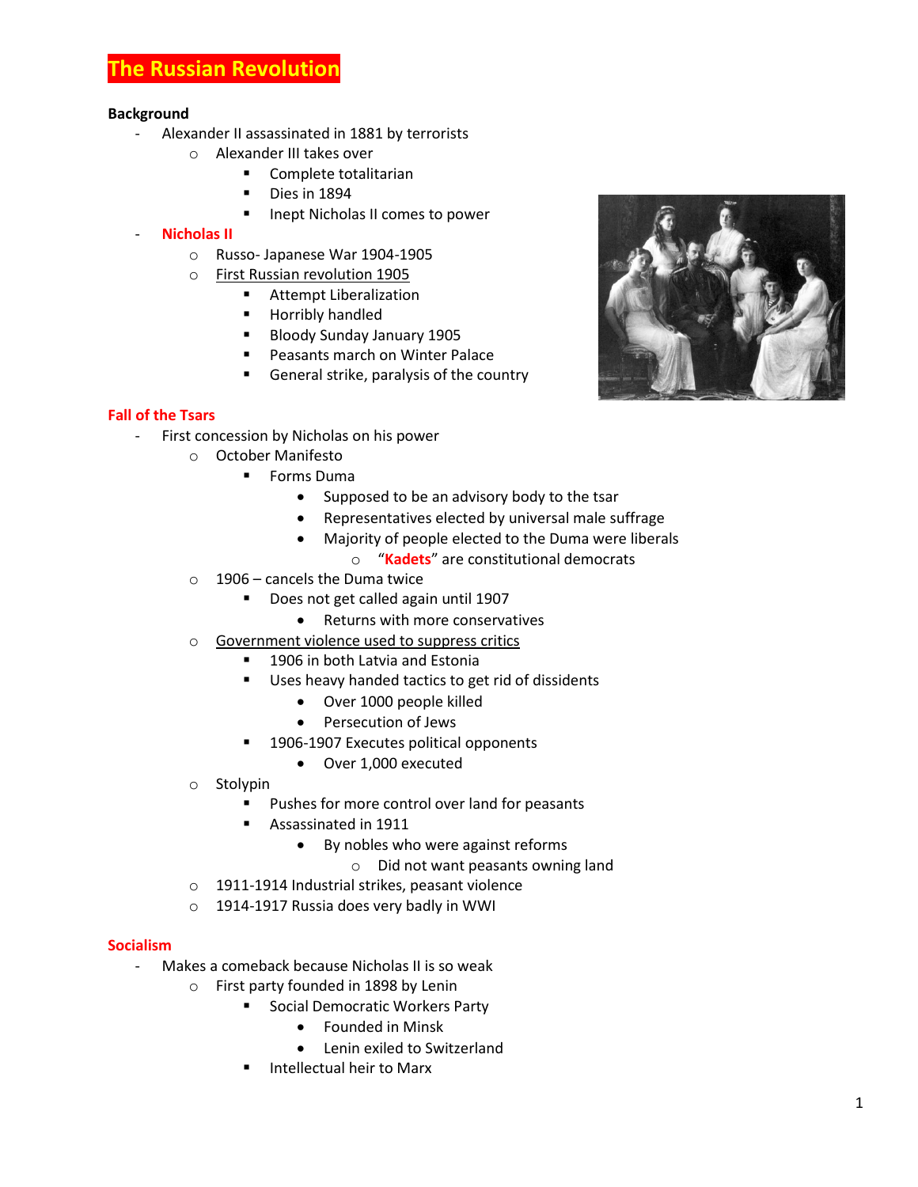# The Russian Revolution

**Background**

- Alexander II assassinated in 1881 by terrorists
  - Alexander III takes over
    - Complete totalitarian
    - Dies in 1894
    - Inept Nicholas II comes to power
- **Nicholas II**
  - Russo- Japanese War 1904-1905
  - First Russian revolution 1905
    - Attempt Liberalization
    - Horribly handled
    - Bloody Sunday January 1905
    - Peasants march on Winter Palace
    - General strike, paralysis of the country

## Fall of the Tsars

- First concession by Nicholas on his power
  - October Manifesto
    - Forms Duma
      - Supposed to be an advisory body to the tsar
      - Representatives elected by universal male suffrage
      - Majority of people elected to the Duma were liberals
        - "**Kadets**" are constitutional democrats
  - 1906 – cancels the Duma twice
    - Does not get called again until 1907
      - Returns with more conservatives
  - Government violence used to suppress critics
    - 1906 in both Latvia and Estonia
    - Uses heavy handed tactics to get rid of dissidents
      - Over 1000 people killed
      - Persecution of Jews
    - 1906-1907 Executes political opponents
      - Over 1,000 executed
  - Stolypin
    - Pushes for more control over land for peasants
    - Assassinated in 1911
      - By nobles who were against reforms
        - Did not want peasants owning land
  - 1911-1914 Industrial strikes, peasant violence
  - 1914-1917 Russia does very badly in WWI

## Socialism

- Makes a comeback because Nicholas II is so weak
  - First party founded in 1898 by Lenin
    - Social Democratic Workers Party
      - Founded in Minsk
      - Lenin exiled to Switzerland
    - Intellectual heir to Marx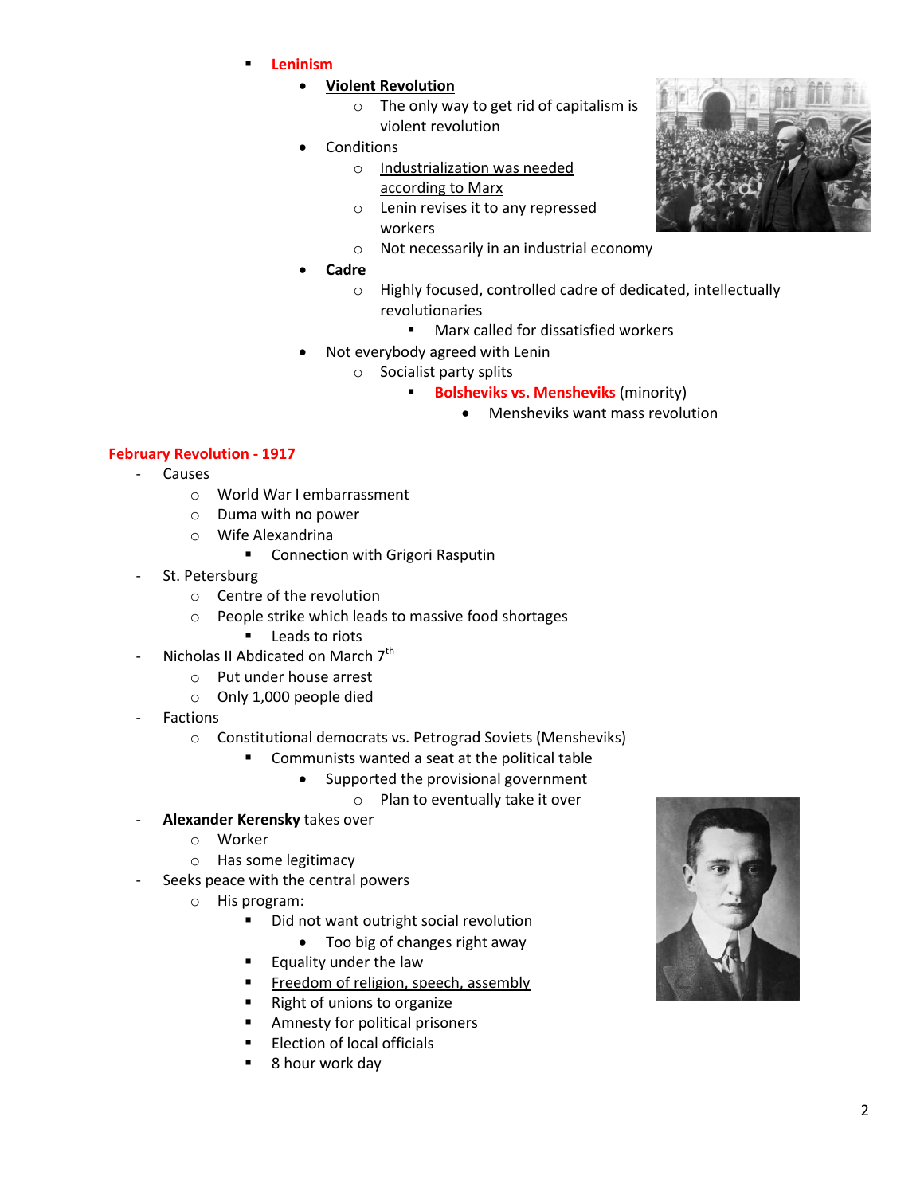- **Leninism**
  - <u>**Violent Revolution**</u>
    - The only way to get rid of capitalism is violent revolution
  - Conditions
    - <u>Industrialization was needed according to Marx</u>
    - Lenin revises it to any repressed workers
    - Not necessarily in an industrial economy
  - **Cadre**
    - Highly focused, controlled cadre of dedicated, intellectually revolutionaries
      - Marx called for dissatisfied workers
  - Not everybody agreed with Lenin
    - Socialist party splits
      - **Bolsheviks vs. Mensheviks** (minority)
        - Mensheviks want mass revolution

## February Revolution - 1917

- Causes
  - World War I embarrassment
  - Duma with no power
  - Wife Alexandrina
    - Connection with Grigori Rasputin
- St. Petersburg
  - Centre of the revolution
  - People strike which leads to massive food shortages
    - Leads to riots
- <u>Nicholas II Abdicated on March 7th</u>
  - Put under house arrest
  - Only 1,000 people died
- Factions
  - Constitutional democrats vs. Petrograd Soviets (Mensheviks)
    - Communists wanted a seat at the political table
      - Supported the provisional government
        - Plan to eventually take it over
- **Alexander Kerensky** takes over
  - Worker
  - Has some legitimacy
- Seeks peace with the central powers
  - His program:
    - Did not want outright social revolution
      - Too big of changes right away
    - <u>Equality under the law</u>
    - <u>Freedom of religion, speech, assembly</u>
    - Right of unions to organize
    - Amnesty for political prisoners
    - Election of local officials
    - 8 hour work day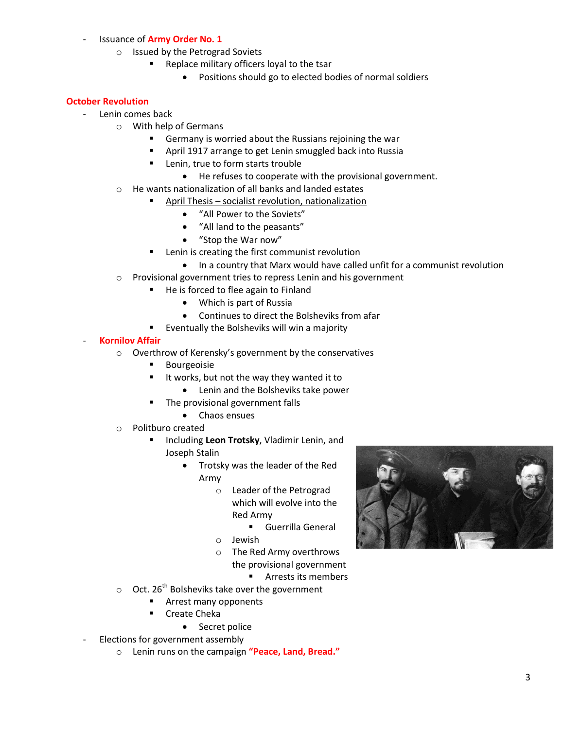- Issuance of **Army Order No. 1**
    - Issued by the Petrograd Soviets
        - Replace military officers loyal to the tsar
            - Positions should go to elected bodies of normal soldiers

**October Revolution**

- Lenin comes back
    - With help of Germans
        - Germany is worried about the Russians rejoining the war
        - April 1917 arrange to get Lenin smuggled back into Russia
        - Lenin, true to form starts trouble
            - He refuses to cooperate with the provisional government.
    - He wants nationalization of all banks and landed estates
        - April Thesis – socialist revolution, nationalization
            - "All Power to the Soviets"
            - "All land to the peasants"
            - "Stop the War now"
        - Lenin is creating the first communist revolution
            - In a country that Marx would have called unfit for a communist revolution
    - Provisional government tries to repress Lenin and his government
        - He is forced to flee again to Finland
            - Which is part of Russia
            - Continues to direct the Bolsheviks from afar
        - Eventually the Bolsheviks will win a majority
- **Kornilov Affair**
    - Overthrow of Kerensky's government by the conservatives
        - Bourgeoisie
        - It works, but not the way they wanted it to
            - Lenin and the Bolsheviks take power
        - The provisional government falls
            - Chaos ensues
    - Politburo created
        - Including **Leon Trotsky**, Vladimir Lenin, and Joseph Stalin
            - Trotsky was the leader of the Red Army
                - Leader of the Petrograd which will evolve into the Red Army
                    - Guerrilla General
                - Jewish
                - The Red Army overthrows the provisional government
                    - Arrests its members
    - Oct. 26th Bolsheviks take over the government
        - Arrest many opponents
        - Create Cheka
            - Secret police
- Elections for government assembly
    - Lenin runs on the campaign **"Peace, Land, Bread."**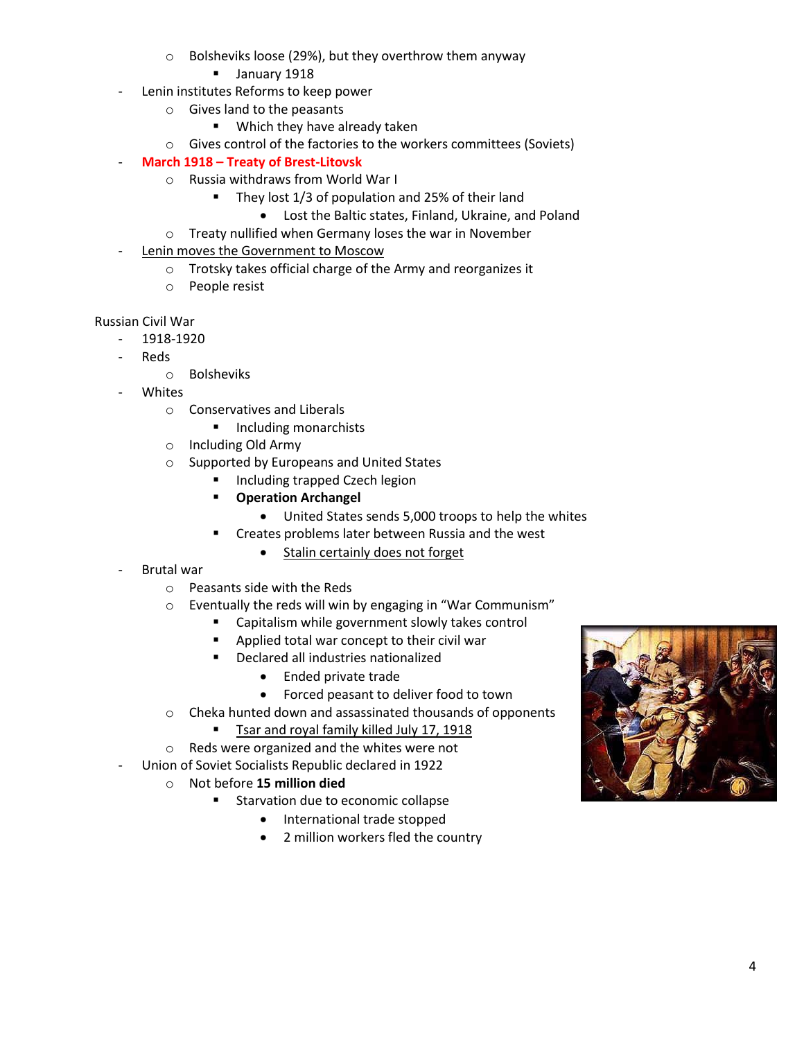- Bolsheviks loose (29%), but they overthrow them anyway
        - January 1918
- Lenin institutes Reforms to keep power
    - Gives land to the peasants
        - Which they have already taken
    - Gives control of the factories to the workers committees (Soviets)
- **March 1918 – Treaty of Brest-Litovsk**
    - Russia withdraws from World War I
        - They lost 1/3 of population and 25% of their land
            - Lost the Baltic states, Finland, Ukraine, and Poland
    - Treaty nullified when Germany loses the war in November
- Lenin moves the Government to Moscow
    - Trotsky takes official charge of the Army and reorganizes it
    - People resist

Russian Civil War

- 1918-1920
- Reds
    - Bolsheviks
- Whites
    - Conservatives and Liberals
        - Including monarchists
    - Including Old Army
    - Supported by Europeans and United States
        - Including trapped Czech legion
        - **Operation Archangel**
            - United States sends 5,000 troops to help the whites
        - Creates problems later between Russia and the west
            - Stalin certainly does not forget
- Brutal war
    - Peasants side with the Reds
    - Eventually the reds will win by engaging in "War Communism"
        - Capitalism while government slowly takes control
        - Applied total war concept to their civil war
        - Declared all industries nationalized
            - Ended private trade
            - Forced peasant to deliver food to town
    - Cheka hunted down and assassinated thousands of opponents
        - Tsar and royal family killed July 17, 1918
    - Reds were organized and the whites were not
- Union of Soviet Socialists Republic declared in 1922
    - Not before **15 million died**
        - Starvation due to economic collapse
            - International trade stopped
            - 2 million workers fled the country